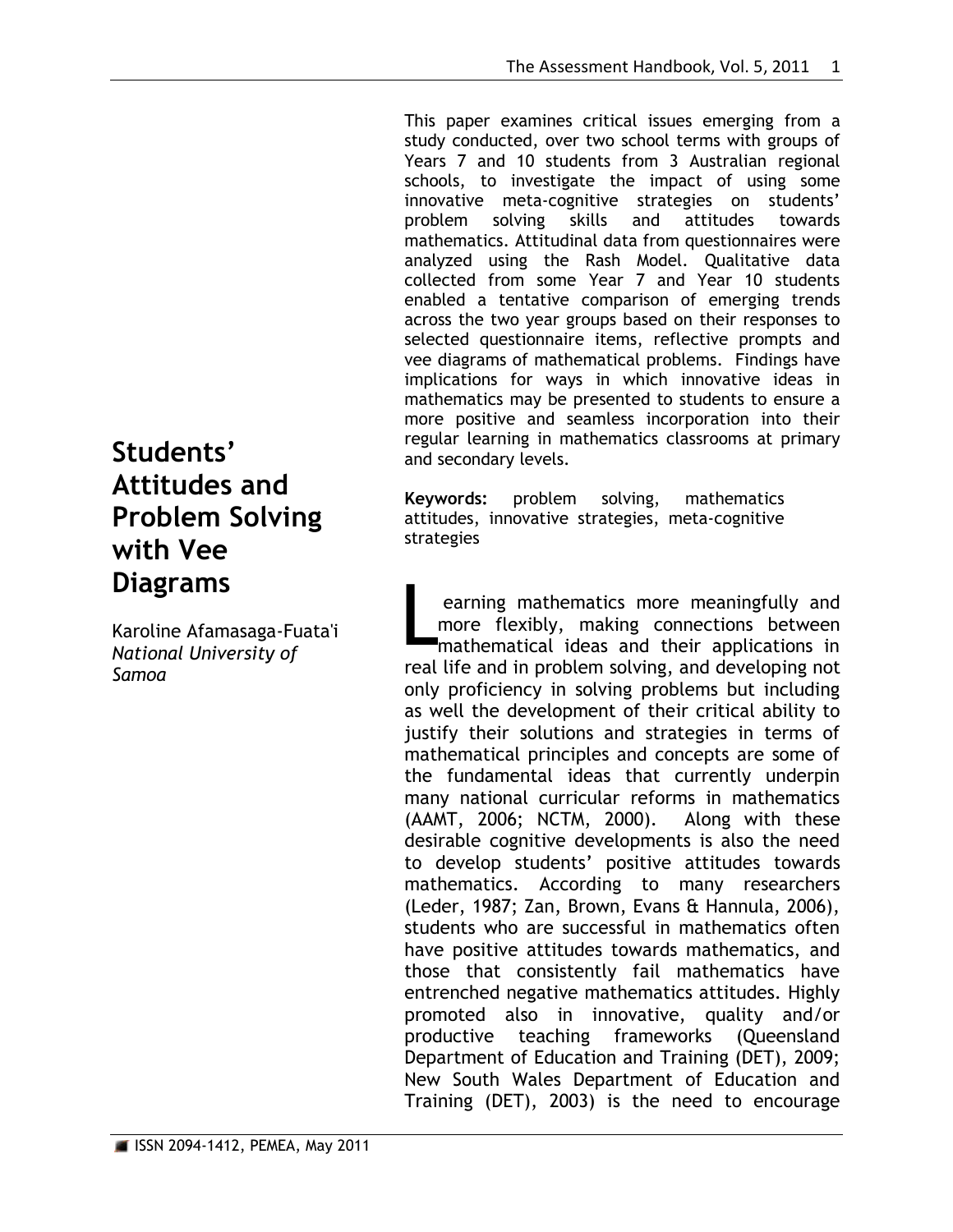# Students' Attitudes and Problem Solving with Vee Diagrams

Karoline Afamasaga-Fuata'i
*National University of Samoa*

This paper examines critical issues emerging from a study conducted, over two school terms with groups of Years 7 and 10 students from 3 Australian regional schools, to investigate the impact of using some innovative meta-cognitive strategies on students' problem solving skills and attitudes towards mathematics. Attitudinal data from questionnaires were analyzed using the Rash Model. Qualitative data collected from some Year 7 and Year 10 students enabled a tentative comparison of emerging trends across the two year groups based on their responses to selected questionnaire items, reflective prompts and vee diagrams of mathematical problems. Findings have implications for ways in which innovative ideas in mathematics may be presented to students to ensure a more positive and seamless incorporation into their regular learning in mathematics classrooms at primary and secondary levels.

**Keywords:** problem solving, mathematics attitudes, innovative strategies, meta-cognitive strategies

Learning mathematics more meaningfully and more flexibly, making connections between mathematical ideas and their applications in real life and in problem solving, and developing not only proficiency in solving problems but including as well the development of their critical ability to justify their solutions and strategies in terms of mathematical principles and concepts are some of the fundamental ideas that currently underpin many national curricular reforms in mathematics (AAMT, 2006; NCTM, 2000). Along with these desirable cognitive developments is also the need to develop students' positive attitudes towards mathematics. According to many researchers (Leder, 1987; Zan, Brown, Evans & Hannula, 2006), students who are successful in mathematics often have positive attitudes towards mathematics, and those that consistently fail mathematics have entrenched negative mathematics attitudes. Highly promoted also in innovative, quality and/or productive teaching frameworks (Queensland Department of Education and Training (DET), 2009; New South Wales Department of Education and Training (DET), 2003) is the need to encourage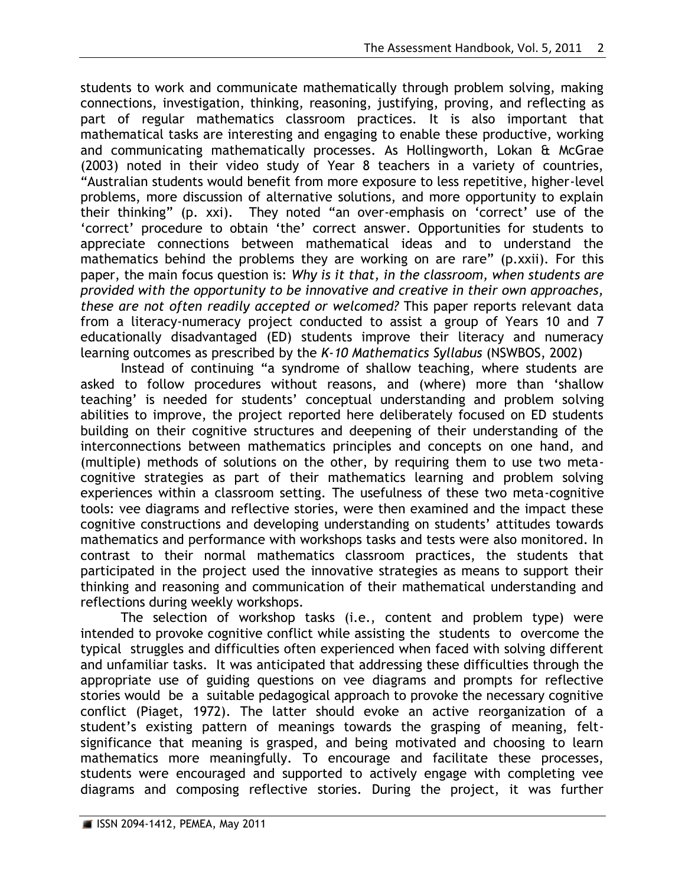students to work and communicate mathematically through problem solving, making connections, investigation, thinking, reasoning, justifying, proving, and reflecting as part of regular mathematics classroom practices. It is also important that mathematical tasks are interesting and engaging to enable these productive, working and communicating mathematically processes. As Hollingworth, Lokan & McGrae (2003) noted in their video study of Year 8 teachers in a variety of countries, "Australian students would benefit from more exposure to less repetitive, higher-level problems, more discussion of alternative solutions, and more opportunity to explain their thinking" (p. xxi). They noted "an over-emphasis on 'correct' use of the 'correct' procedure to obtain 'the' correct answer. Opportunities for students to appreciate connections between mathematical ideas and to understand the mathematics behind the problems they are working on are rare" (p.xxii). For this paper, the main focus question is: *Why is it that, in the classroom, when students are provided with the opportunity to be innovative and creative in their own approaches, these are not often readily accepted or welcomed?* This paper reports relevant data from a literacy-numeracy project conducted to assist a group of Years 10 and 7 educationally disadvantaged (ED) students improve their literacy and numeracy learning outcomes as prescribed by the *K-10 Mathematics Syllabus* (NSWBOS, 2002)

Instead of continuing "a syndrome of shallow teaching, where students are asked to follow procedures without reasons, and (where) more than 'shallow teaching' is needed for students' conceptual understanding and problem solving abilities to improve, the project reported here deliberately focused on ED students building on their cognitive structures and deepening of their understanding of the interconnections between mathematics principles and concepts on one hand, and (multiple) methods of solutions on the other, by requiring them to use two meta-cognitive strategies as part of their mathematics learning and problem solving experiences within a classroom setting. The usefulness of these two meta-cognitive tools: vee diagrams and reflective stories, were then examined and the impact these cognitive constructions and developing understanding on students' attitudes towards mathematics and performance with workshops tasks and tests were also monitored. In contrast to their normal mathematics classroom practices, the students that participated in the project used the innovative strategies as means to support their thinking and reasoning and communication of their mathematical understanding and reflections during weekly workshops.

The selection of workshop tasks (i.e., content and problem type) were intended to provoke cognitive conflict while assisting the students to overcome the typical struggles and difficulties often experienced when faced with solving different and unfamiliar tasks. It was anticipated that addressing these difficulties through the appropriate use of guiding questions on vee diagrams and prompts for reflective stories would be a suitable pedagogical approach to provoke the necessary cognitive conflict (Piaget, 1972). The latter should evoke an active reorganization of a student's existing pattern of meanings towards the grasping of meaning, felt-significance that meaning is grasped, and being motivated and choosing to learn mathematics more meaningfully. To encourage and facilitate these processes, students were encouraged and supported to actively engage with completing vee diagrams and composing reflective stories. During the project, it was further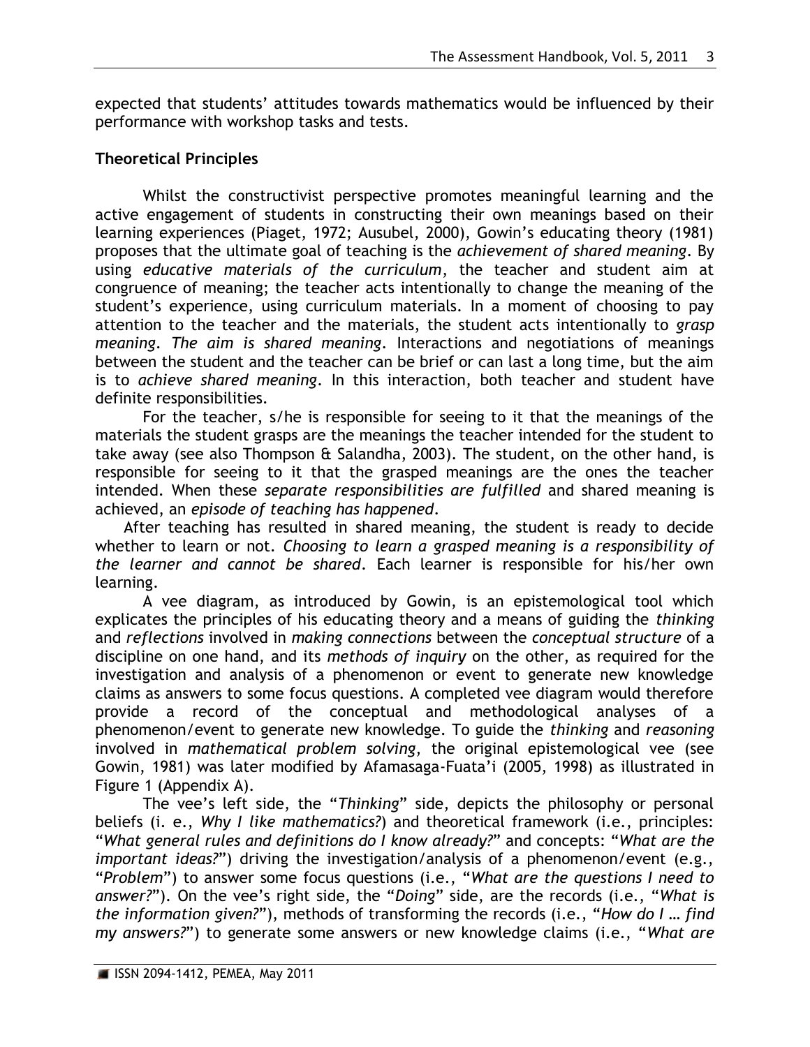expected that students' attitudes towards mathematics would be influenced by their performance with workshop tasks and tests.

**Theoretical Principles**

Whilst the constructivist perspective promotes meaningful learning and the active engagement of students in constructing their own meanings based on their learning experiences (Piaget, 1972; Ausubel, 2000), Gowin's educating theory (1981) proposes that the ultimate goal of teaching is the *achievement of shared meaning*. By using *educative materials of the curriculum*, the teacher and student aim at congruence of meaning; the teacher acts intentionally to change the meaning of the student's experience, using curriculum materials. In a moment of choosing to pay attention to the teacher and the materials, the student acts intentionally to *grasp meaning*. *The aim is shared meaning*. Interactions and negotiations of meanings between the student and the teacher can be brief or can last a long time, but the aim is to *achieve shared meaning*. In this interaction, both teacher and student have definite responsibilities.

For the teacher, s/he is responsible for seeing to it that the meanings of the materials the student grasps are the meanings the teacher intended for the student to take away (see also Thompson & Salandha, 2003). The student, on the other hand, is responsible for seeing to it that the grasped meanings are the ones the teacher intended. When these *separate responsibilities are fulfilled* and shared meaning is achieved, an *episode of teaching has happened*.

After teaching has resulted in shared meaning, the student is ready to decide whether to learn or not. *Choosing to learn a grasped meaning is a responsibility of the learner and cannot be shared*. Each learner is responsible for his/her own learning.

A vee diagram, as introduced by Gowin, is an epistemological tool which explicates the principles of his educating theory and a means of guiding the *thinking* and *reflections* involved in *making connections* between the *conceptual structure* of a discipline on one hand, and its *methods of inquiry* on the other, as required for the investigation and analysis of a phenomenon or event to generate new knowledge claims as answers to some focus questions. A completed vee diagram would therefore provide a record of the conceptual and methodological analyses of a phenomenon/event to generate new knowledge. To guide the *thinking* and *reasoning* involved in *mathematical problem solving*, the original epistemological vee (see Gowin, 1981) was later modified by Afamasaga-Fuata'i (2005, 1998) as illustrated in Figure 1 (Appendix A).

The vee's left side, the "*Thinking*" side, depicts the philosophy or personal beliefs (i. e., *Why I like mathematics?*) and theoretical framework (i.e., principles: "*What general rules and definitions do I know already?*" and concepts: "*What are the important ideas?*") driving the investigation/analysis of a phenomenon/event (e.g., "*Problem*") to answer some focus questions (i.e., "*What are the questions I need to answer?*"). On the vee's right side, the "*Doing*" side, are the records (i.e., "*What is the information given?*"), methods of transforming the records (i.e., "*How do I … find my answers?*") to generate some answers or new knowledge claims (i.e., "*What are*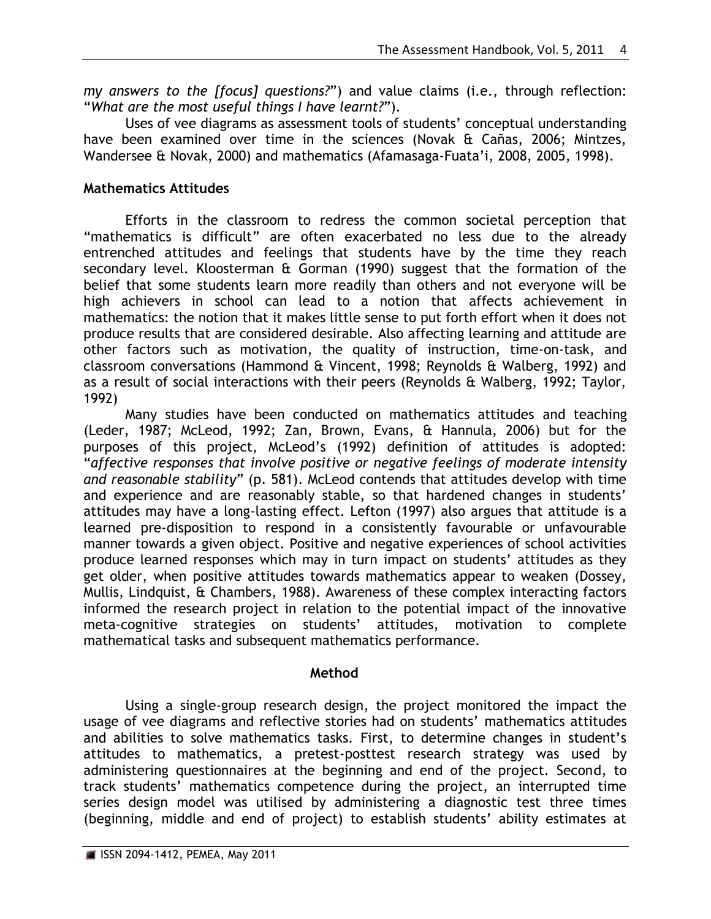*my answers to the [focus] questions?*") and value claims (i.e., through reflection: "*What are the most useful things I have learnt?*").

Uses of vee diagrams as assessment tools of students' conceptual understanding have been examined over time in the sciences (Novak & Cañas, 2006; Mintzes, Wandersee & Novak, 2000) and mathematics (Afamasaga-Fuata'i, 2008, 2005, 1998).

**Mathematics Attitudes**

Efforts in the classroom to redress the common societal perception that "mathematics is difficult" are often exacerbated no less due to the already entrenched attitudes and feelings that students have by the time they reach secondary level. Kloosterman & Gorman (1990) suggest that the formation of the belief that some students learn more readily than others and not everyone will be high achievers in school can lead to a notion that affects achievement in mathematics: the notion that it makes little sense to put forth effort when it does not produce results that are considered desirable. Also affecting learning and attitude are other factors such as motivation, the quality of instruction, time-on-task, and classroom conversations (Hammond & Vincent, 1998; Reynolds & Walberg, 1992) and as a result of social interactions with their peers (Reynolds & Walberg, 1992; Taylor, 1992)

Many studies have been conducted on mathematics attitudes and teaching (Leder, 1987; McLeod, 1992; Zan, Brown, Evans, & Hannula, 2006) but for the purposes of this project, McLeod's (1992) definition of attitudes is adopted: "*affective responses that involve positive or negative feelings of moderate intensity and reasonable stability*" (p. 581). McLeod contends that attitudes develop with time and experience and are reasonably stable, so that hardened changes in students' attitudes may have a long-lasting effect. Lefton (1997) also argues that attitude is a learned pre-disposition to respond in a consistently favourable or unfavourable manner towards a given object. Positive and negative experiences of school activities produce learned responses which may in turn impact on students' attitudes as they get older, when positive attitudes towards mathematics appear to weaken (Dossey, Mullis, Lindquist, & Chambers, 1988). Awareness of these complex interacting factors informed the research project in relation to the potential impact of the innovative meta-cognitive strategies on students' attitudes, motivation to complete mathematical tasks and subsequent mathematics performance.

## Method

Using a single-group research design, the project monitored the impact the usage of vee diagrams and reflective stories had on students' mathematics attitudes and abilities to solve mathematics tasks. First, to determine changes in student's attitudes to mathematics, a pretest-posttest research strategy was used by administering questionnaires at the beginning and end of the project. Second, to track students' mathematics competence during the project, an interrupted time series design model was utilised by administering a diagnostic test three times (beginning, middle and end of project) to establish students' ability estimates at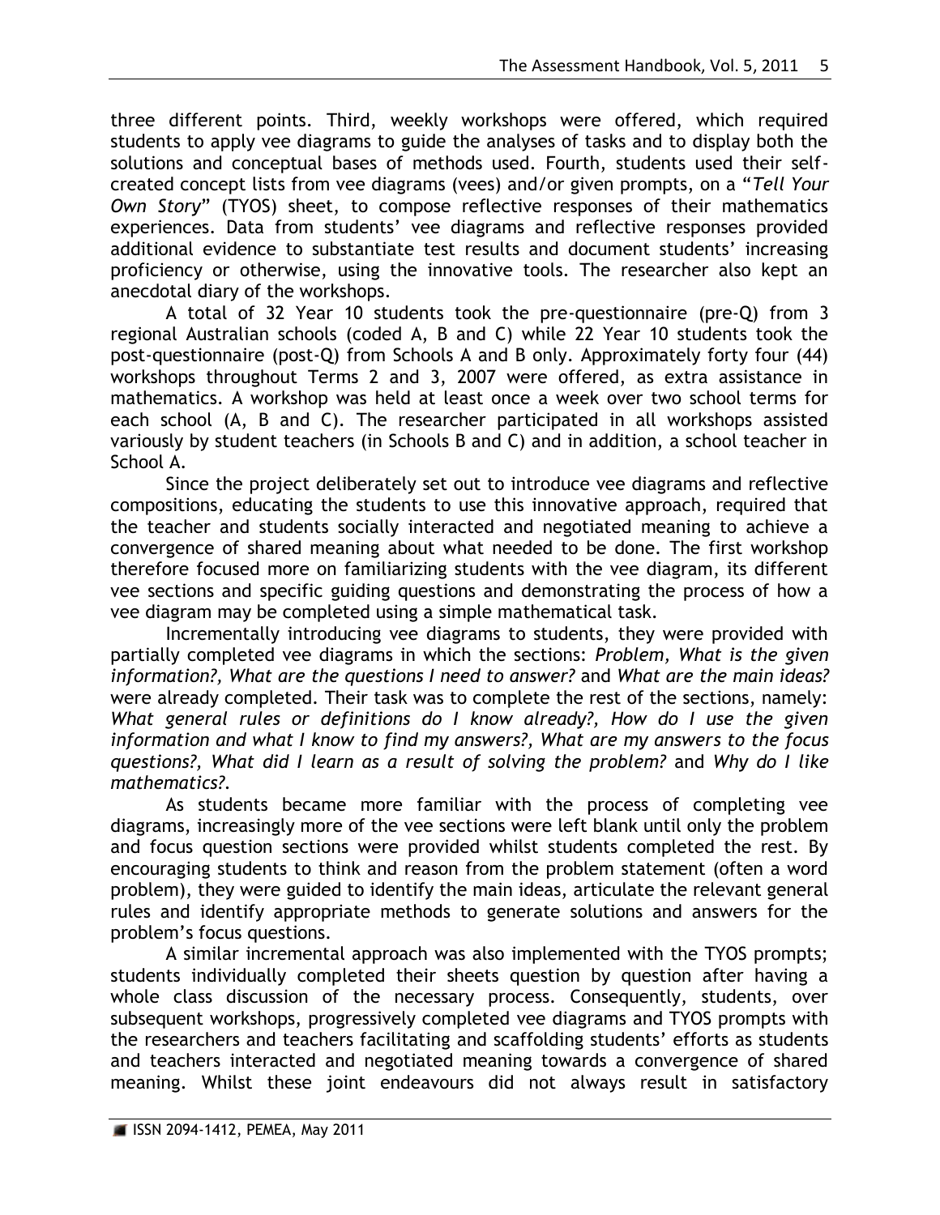three different points. Third, weekly workshops were offered, which required students to apply vee diagrams to guide the analyses of tasks and to display both the solutions and conceptual bases of methods used. Fourth, students used their self-created concept lists from vee diagrams (vees) and/or given prompts, on a "*Tell Your Own Story*" (TYOS) sheet, to compose reflective responses of their mathematics experiences. Data from students' vee diagrams and reflective responses provided additional evidence to substantiate test results and document students' increasing proficiency or otherwise, using the innovative tools. The researcher also kept an anecdotal diary of the workshops.

A total of 32 Year 10 students took the pre-questionnaire (pre-Q) from 3 regional Australian schools (coded A, B and C) while 22 Year 10 students took the post-questionnaire (post-Q) from Schools A and B only. Approximately forty four (44) workshops throughout Terms 2 and 3, 2007 were offered, as extra assistance in mathematics. A workshop was held at least once a week over two school terms for each school (A, B and C). The researcher participated in all workshops assisted variously by student teachers (in Schools B and C) and in addition, a school teacher in School A.

Since the project deliberately set out to introduce vee diagrams and reflective compositions, educating the students to use this innovative approach, required that the teacher and students socially interacted and negotiated meaning to achieve a convergence of shared meaning about what needed to be done. The first workshop therefore focused more on familiarizing students with the vee diagram, its different vee sections and specific guiding questions and demonstrating the process of how a vee diagram may be completed using a simple mathematical task.

Incrementally introducing vee diagrams to students, they were provided with partially completed vee diagrams in which the sections: *Problem, What is the given information?, What are the questions I need to answer?* and *What are the main ideas?* were already completed. Their task was to complete the rest of the sections, namely: *What general rules or definitions do I know already?, How do I use the given information and what I know to find my answers?, What are my answers to the focus questions?, What did I learn as a result of solving the problem?* and *Why do I like mathematics?.*

As students became more familiar with the process of completing vee diagrams, increasingly more of the vee sections were left blank until only the problem and focus question sections were provided whilst students completed the rest. By encouraging students to think and reason from the problem statement (often a word problem), they were guided to identify the main ideas, articulate the relevant general rules and identify appropriate methods to generate solutions and answers for the problem's focus questions.

A similar incremental approach was also implemented with the TYOS prompts; students individually completed their sheets question by question after having a whole class discussion of the necessary process. Consequently, students, over subsequent workshops, progressively completed vee diagrams and TYOS prompts with the researchers and teachers facilitating and scaffolding students' efforts as students and teachers interacted and negotiated meaning towards a convergence of shared meaning. Whilst these joint endeavours did not always result in satisfactory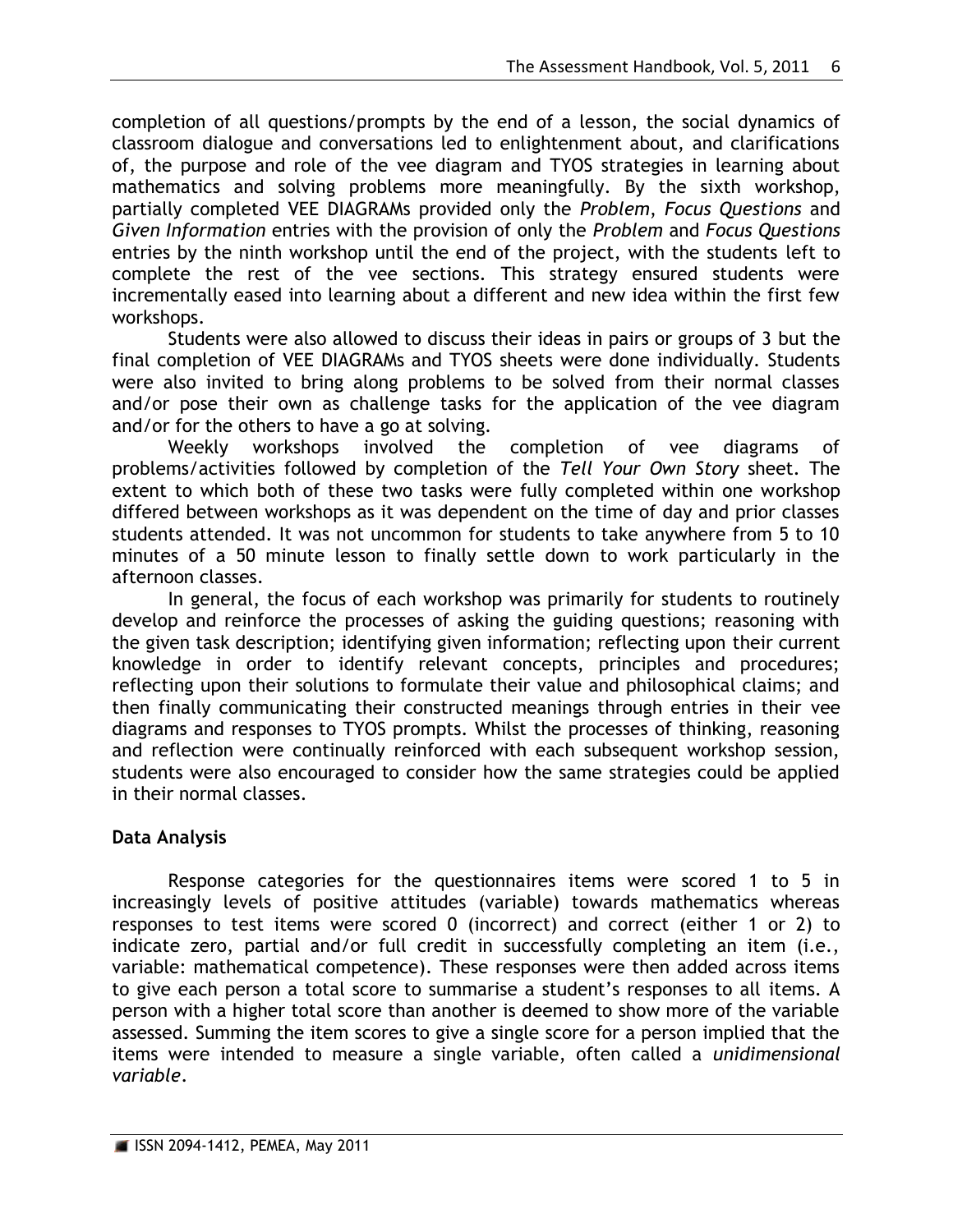completion of all questions/prompts by the end of a lesson, the social dynamics of classroom dialogue and conversations led to enlightenment about, and clarifications of, the purpose and role of the vee diagram and TYOS strategies in learning about mathematics and solving problems more meaningfully. By the sixth workshop, partially completed VEE DIAGRAMs provided only the *Problem*, *Focus Questions* and *Given Information* entries with the provision of only the *Problem* and *Focus Questions* entries by the ninth workshop until the end of the project, with the students left to complete the rest of the vee sections. This strategy ensured students were incrementally eased into learning about a different and new idea within the first few workshops.

Students were also allowed to discuss their ideas in pairs or groups of 3 but the final completion of VEE DIAGRAMs and TYOS sheets were done individually. Students were also invited to bring along problems to be solved from their normal classes and/or pose their own as challenge tasks for the application of the vee diagram and/or for the others to have a go at solving.

Weekly workshops involved the completion of vee diagrams of problems/activities followed by completion of the *Tell Your Own Story* sheet. The extent to which both of these two tasks were fully completed within one workshop differed between workshops as it was dependent on the time of day and prior classes students attended. It was not uncommon for students to take anywhere from 5 to 10 minutes of a 50 minute lesson to finally settle down to work particularly in the afternoon classes.

In general, the focus of each workshop was primarily for students to routinely develop and reinforce the processes of asking the guiding questions; reasoning with the given task description; identifying given information; reflecting upon their current knowledge in order to identify relevant concepts, principles and procedures; reflecting upon their solutions to formulate their value and philosophical claims; and then finally communicating their constructed meanings through entries in their vee diagrams and responses to TYOS prompts. Whilst the processes of thinking, reasoning and reflection were continually reinforced with each subsequent workshop session, students were also encouraged to consider how the same strategies could be applied in their normal classes.

## Data Analysis

Response categories for the questionnaires items were scored 1 to 5 in increasingly levels of positive attitudes (variable) towards mathematics whereas responses to test items were scored 0 (incorrect) and correct (either 1 or 2) to indicate zero, partial and/or full credit in successfully completing an item (i.e., variable: mathematical competence). These responses were then added across items to give each person a total score to summarise a student's responses to all items. A person with a higher total score than another is deemed to show more of the variable assessed. Summing the item scores to give a single score for a person implied that the items were intended to measure a single variable, often called a *unidimensional variable*.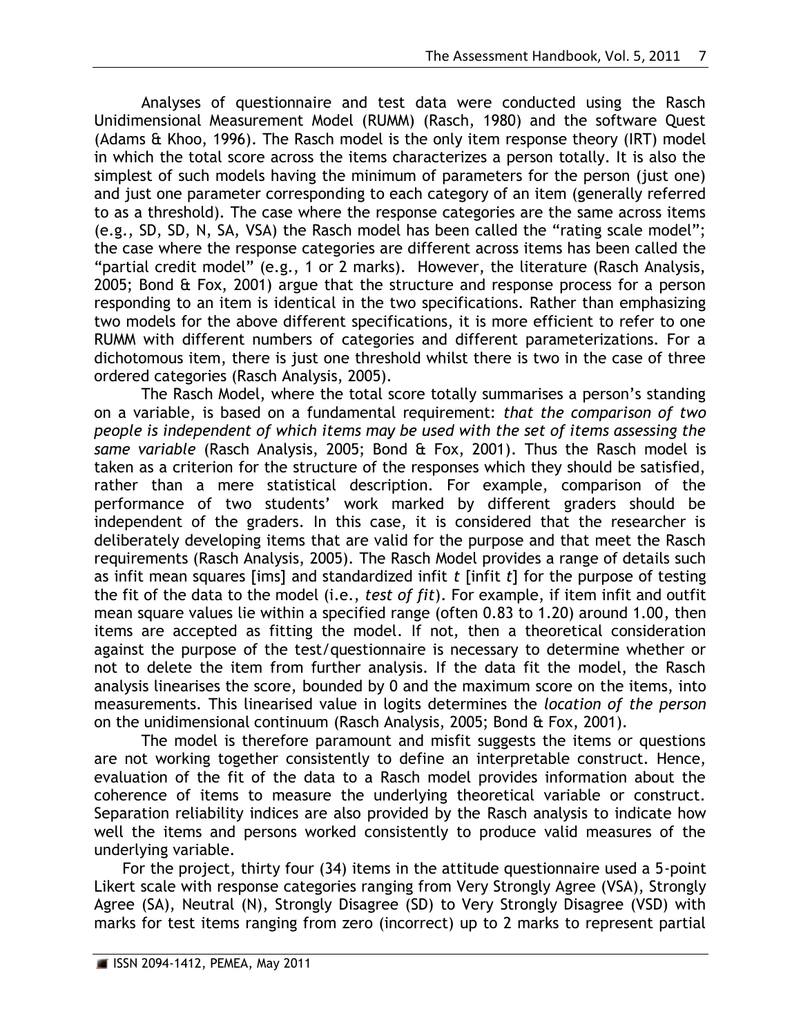Analyses of questionnaire and test data were conducted using the Rasch Unidimensional Measurement Model (RUMM) (Rasch, 1980) and the software Quest (Adams & Khoo, 1996). The Rasch model is the only item response theory (IRT) model in which the total score across the items characterizes a person totally. It is also the simplest of such models having the minimum of parameters for the person (just one) and just one parameter corresponding to each category of an item (generally referred to as a threshold). The case where the response categories are the same across items (e.g., SD, SD, N, SA, VSA) the Rasch model has been called the "rating scale model"; the case where the response categories are different across items has been called the "partial credit model" (e.g., 1 or 2 marks). However, the literature (Rasch Analysis, 2005; Bond & Fox, 2001) argue that the structure and response process for a person responding to an item is identical in the two specifications. Rather than emphasizing two models for the above different specifications, it is more efficient to refer to one RUMM with different numbers of categories and different parameterizations. For a dichotomous item, there is just one threshold whilst there is two in the case of three ordered categories (Rasch Analysis, 2005).

The Rasch Model, where the total score totally summarises a person's standing on a variable, is based on a fundamental requirement: *that the comparison of two people is independent of which items may be used with the set of items assessing the same variable* (Rasch Analysis, 2005; Bond & Fox, 2001). Thus the Rasch model is taken as a criterion for the structure of the responses which they should be satisfied, rather than a mere statistical description. For example, comparison of the performance of two students' work marked by different graders should be independent of the graders. In this case, it is considered that the researcher is deliberately developing items that are valid for the purpose and that meet the Rasch requirements (Rasch Analysis, 2005). The Rasch Model provides a range of details such as infit mean squares [ims] and standardized infit *t* [infit *t*] for the purpose of testing the fit of the data to the model (i.e., *test of fit*). For example, if item infit and outfit mean square values lie within a specified range (often 0.83 to 1.20) around 1.00, then items are accepted as fitting the model. If not, then a theoretical consideration against the purpose of the test/questionnaire is necessary to determine whether or not to delete the item from further analysis. If the data fit the model, the Rasch analysis linearises the score, bounded by 0 and the maximum score on the items, into measurements. This linearised value in logits determines the *location of the person* on the unidimensional continuum (Rasch Analysis, 2005; Bond & Fox, 2001).

The model is therefore paramount and misfit suggests the items or questions are not working together consistently to define an interpretable construct. Hence, evaluation of the fit of the data to a Rasch model provides information about the coherence of items to measure the underlying theoretical variable or construct. Separation reliability indices are also provided by the Rasch analysis to indicate how well the items and persons worked consistently to produce valid measures of the underlying variable.

For the project, thirty four (34) items in the attitude questionnaire used a 5-point Likert scale with response categories ranging from Very Strongly Agree (VSA), Strongly Agree (SA), Neutral (N), Strongly Disagree (SD) to Very Strongly Disagree (VSD) with marks for test items ranging from zero (incorrect) up to 2 marks to represent partial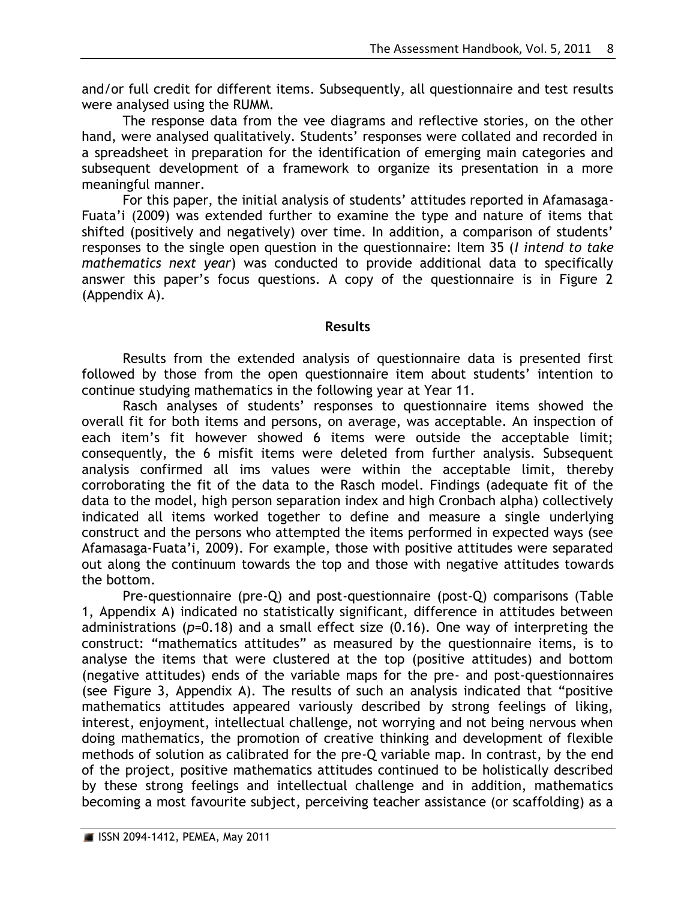and/or full credit for different items. Subsequently, all questionnaire and test results were analysed using the RUMM.

The response data from the vee diagrams and reflective stories, on the other hand, were analysed qualitatively. Students' responses were collated and recorded in a spreadsheet in preparation for the identification of emerging main categories and subsequent development of a framework to organize its presentation in a more meaningful manner.

For this paper, the initial analysis of students' attitudes reported in Afamasaga-Fuata'i (2009) was extended further to examine the type and nature of items that shifted (positively and negatively) over time. In addition, a comparison of students' responses to the single open question in the questionnaire: Item 35 (*I intend to take mathematics next year*) was conducted to provide additional data to specifically answer this paper's focus questions. A copy of the questionnaire is in Figure 2 (Appendix A).

## Results

Results from the extended analysis of questionnaire data is presented first followed by those from the open questionnaire item about students' intention to continue studying mathematics in the following year at Year 11.

Rasch analyses of students' responses to questionnaire items showed the overall fit for both items and persons, on average, was acceptable. An inspection of each item's fit however showed 6 items were outside the acceptable limit; consequently, the 6 misfit items were deleted from further analysis. Subsequent analysis confirmed all ims values were within the acceptable limit, thereby corroborating the fit of the data to the Rasch model. Findings (adequate fit of the data to the model, high person separation index and high Cronbach alpha) collectively indicated all items worked together to define and measure a single underlying construct and the persons who attempted the items performed in expected ways (see Afamasaga-Fuata'i, 2009). For example, those with positive attitudes were separated out along the continuum towards the top and those with negative attitudes towards the bottom.

Pre-questionnaire (pre-Q) and post-questionnaire (post-Q) comparisons (Table 1, Appendix A) indicated no statistically significant, difference in attitudes between administrations ($p$=0.18) and a small effect size (0.16). One way of interpreting the construct: "mathematics attitudes" as measured by the questionnaire items, is to analyse the items that were clustered at the top (positive attitudes) and bottom (negative attitudes) ends of the variable maps for the pre- and post-questionnaires (see Figure 3, Appendix A). The results of such an analysis indicated that "positive mathematics attitudes appeared variously described by strong feelings of liking, interest, enjoyment, intellectual challenge, not worrying and not being nervous when doing mathematics, the promotion of creative thinking and development of flexible methods of solution as calibrated for the pre-Q variable map. In contrast, by the end of the project, positive mathematics attitudes continued to be holistically described by these strong feelings and intellectual challenge and in addition, mathematics becoming a most favourite subject, perceiving teacher assistance (or scaffolding) as a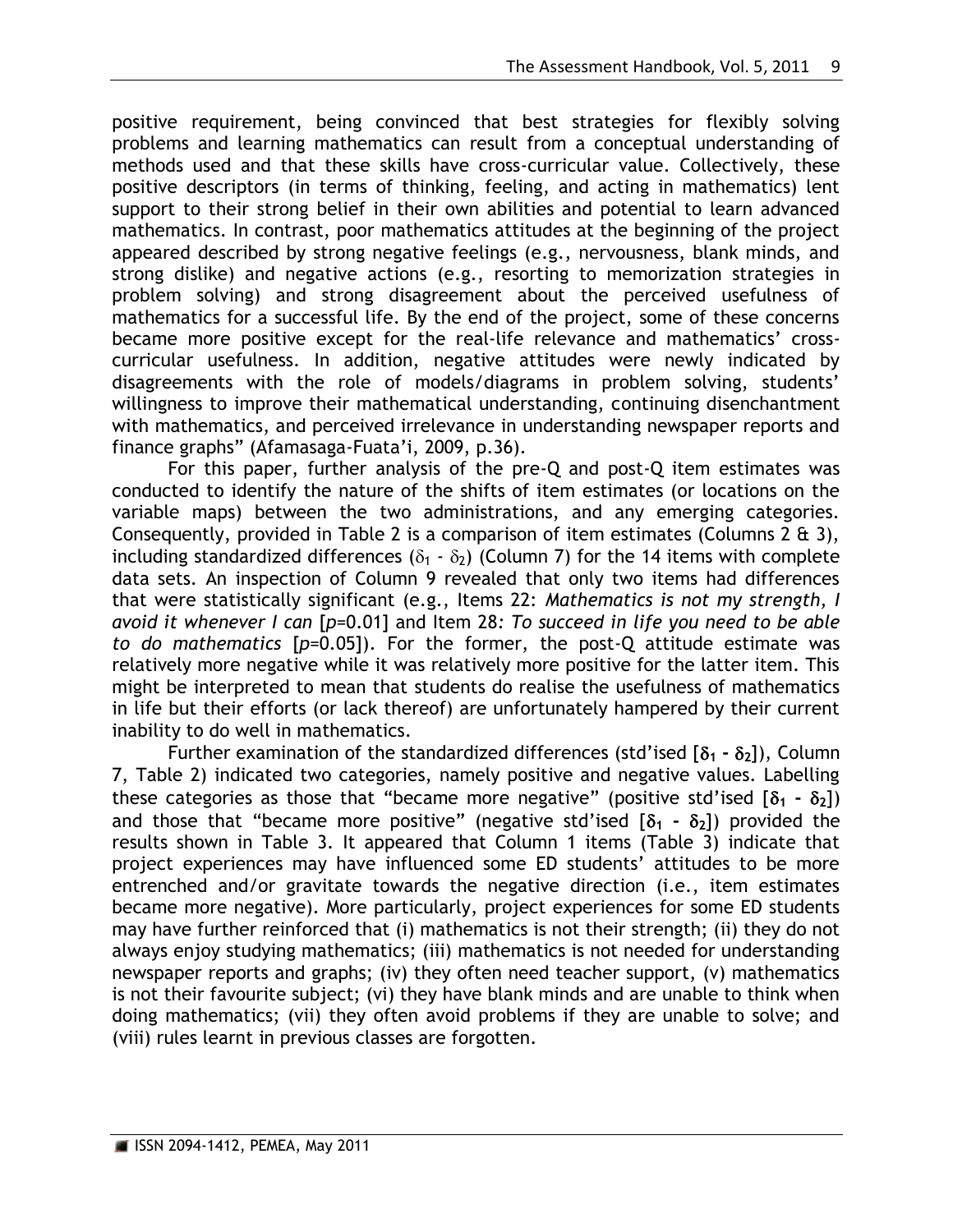positive requirement, being convinced that best strategies for flexibly solving problems and learning mathematics can result from a conceptual understanding of methods used and that these skills have cross-curricular value. Collectively, these positive descriptors (in terms of thinking, feeling, and acting in mathematics) lent support to their strong belief in their own abilities and potential to learn advanced mathematics. In contrast, poor mathematics attitudes at the beginning of the project appeared described by strong negative feelings (e.g., nervousness, blank minds, and strong dislike) and negative actions (e.g., resorting to memorization strategies in problem solving) and strong disagreement about the perceived usefulness of mathematics for a successful life. By the end of the project, some of these concerns became more positive except for the real-life relevance and mathematics' cross-curricular usefulness. In addition, negative attitudes were newly indicated by disagreements with the role of models/diagrams in problem solving, students' willingness to improve their mathematical understanding, continuing disenchantment with mathematics, and perceived irrelevance in understanding newspaper reports and finance graphs" (Afamasaga-Fuata'i, 2009, p.36).

For this paper, further analysis of the pre-Q and post-Q item estimates was conducted to identify the nature of the shifts of item estimates (or locations on the variable maps) between the two administrations, and any emerging categories. Consequently, provided in Table 2 is a comparison of item estimates (Columns 2 & 3), including standardized differences ($\delta_1$ - $\delta_2$) (Column 7) for the 14 items with complete data sets. An inspection of Column 9 revealed that only two items had differences that were statistically significant (e.g., Items 22: *Mathematics is not my strength, I avoid it whenever I can* [$p$=0.01] and Item 28: *To succeed in life you need to be able to do mathematics* [$p$=0.05]). For the former, the post-Q attitude estimate was relatively more negative while it was relatively more positive for the latter item. This might be interpreted to mean that students do realise the usefulness of mathematics in life but their efforts (or lack thereof) are unfortunately hampered by their current inability to do well in mathematics.

Further examination of the standardized differences (std'ised [$\delta_1$ - $\delta_2$]), Column 7, Table 2) indicated two categories, namely positive and negative values. Labelling these categories as those that "became more negative" (positive std'ised [$\delta_1$ - $\delta_2$]) and those that "became more positive" (negative std'ised [$\delta_1$ - $\delta_2$]) provided the results shown in Table 3. It appeared that Column 1 items (Table 3) indicate that project experiences may have influenced some ED students' attitudes to be more entrenched and/or gravitate towards the negative direction (i.e., item estimates became more negative). More particularly, project experiences for some ED students may have further reinforced that (i) mathematics is not their strength; (ii) they do not always enjoy studying mathematics; (iii) mathematics is not needed for understanding newspaper reports and graphs; (iv) they often need teacher support, (v) mathematics is not their favourite subject; (vi) they have blank minds and are unable to think when doing mathematics; (vii) they often avoid problems if they are unable to solve; and (viii) rules learnt in previous classes are forgotten.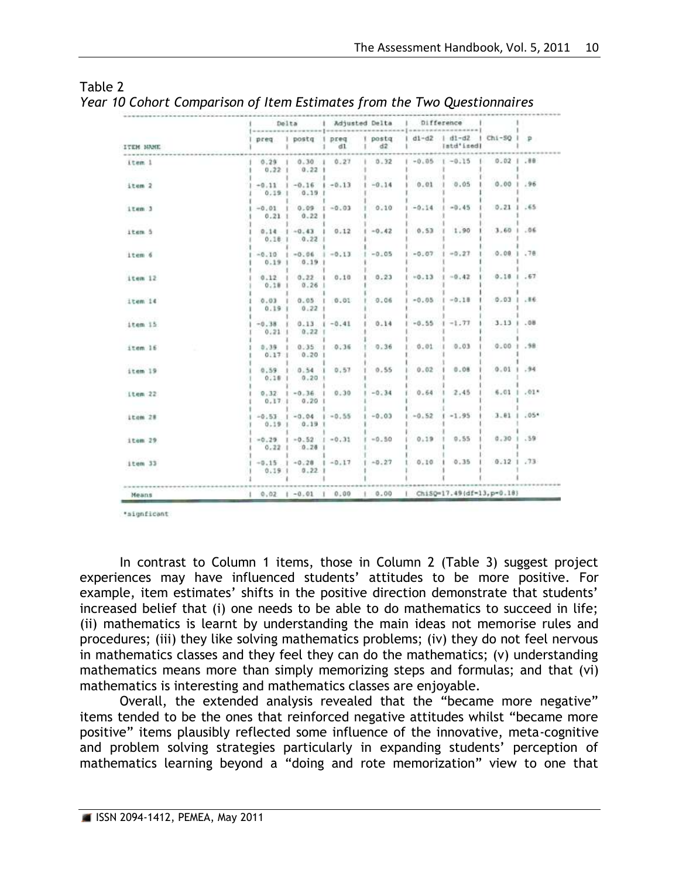Table 2
*Year 10 Cohort Comparison of Item Estimates from the Two Questionnaires*

| ITEM NAME | Delta | | Adjusted Delta | | Difference | | | |
|---|---|---|---|---|---|---|---|---|
| | preq | postq | preq d1 | postq d2 | d1-d2 | d1-d2 (std'ised) | Chi-SQ | p |
| item 1 | 0.29<br>0.22 | 0.30<br>0.22 | 0.27 | 0.32 | -0.05 | -0.15 | 0.02 | .88 |
| item 2 | -0.11<br>0.19 | -0.16<br>0.19 | -0.13 | -0.14 | 0.01 | 0.05 | 0.00 | .96 |
| item 3 | -0.01<br>0.21 | 0.09<br>0.22 | -0.03 | 0.10 | -0.14 | -0.45 | 0.21 | .65 |
| item 5 | 0.14<br>0.18 | -0.43<br>0.22 | 0.12 | -0.42 | 0.53 | 1.90 | 3.60 | .06 |
| item 6 | -0.10<br>0.19 | -0.06<br>0.19 | -0.13 | -0.05 | -0.07 | -0.27 | 0.08 | .78 |
| item 12 | 0.12<br>0.18 | 0.22<br>0.26 | 0.10 | 0.23 | -0.13 | -0.42 | 0.18 | .67 |
| item 14 | 0.03<br>0.19 | 0.05<br>0.22 | 0.01 | 0.06 | -0.05 | -0.18 | 0.03 | .86 |
| item 15 | -0.38<br>0.21 | 0.13<br>0.22 | -0.41 | 0.14 | -0.55 | -1.77 | 3.13 | .08 |
| item 16 | 0.39<br>0.17 | 0.35<br>0.20 | 0.36 | 0.36 | 0.01 | 0.03 | 0.00 | .98 |
| item 19 | 0.59<br>0.18 | 0.54<br>0.20 | 0.57 | 0.55 | 0.02 | 0.08 | 0.01 | .94 |
| item 22 | 0.32<br>0.17 | -0.36<br>0.20 | 0.30 | -0.34 | 0.64 | 2.45 | 6.01 | .01* |
| item 28 | -0.53<br>0.19 | -0.04<br>0.19 | -0.55 | -0.03 | -0.52 | -1.95 | 3.81 | .05* |
| item 29 | -0.29<br>0.22 | -0.52<br>0.28 | -0.31 | -0.50 | 0.19 | 0.55 | 0.30 | .59 |
| item 33 | -0.15<br>0.19 | -0.28<br>0.22 | -0.17 | -0.27 | 0.10 | 0.35 | 0.12 | .73 |
| Means | 0.02 | -0.01 | 0.00 | 0.00 | ChiSQ=17.49(df=13,p=0.18) | | | |

*signficant

In contrast to Column 1 items, those in Column 2 (Table 3) suggest project experiences may have influenced students' attitudes to be more positive. For example, item estimates' shifts in the positive direction demonstrate that students' increased belief that (i) one needs to be able to do mathematics to succeed in life; (ii) mathematics is learnt by understanding the main ideas not memorise rules and procedures; (iii) they like solving mathematics problems; (iv) they do not feel nervous in mathematics classes and they feel they can do the mathematics; (v) understanding mathematics means more than simply memorizing steps and formulas; and that (vi) mathematics is interesting and mathematics classes are enjoyable.

Overall, the extended analysis revealed that the "became more negative" items tended to be the ones that reinforced negative attitudes whilst "became more positive" items plausibly reflected some influence of the innovative, meta-cognitive and problem solving strategies particularly in expanding students' perception of mathematics learning beyond a "doing and rote memorization" view to one that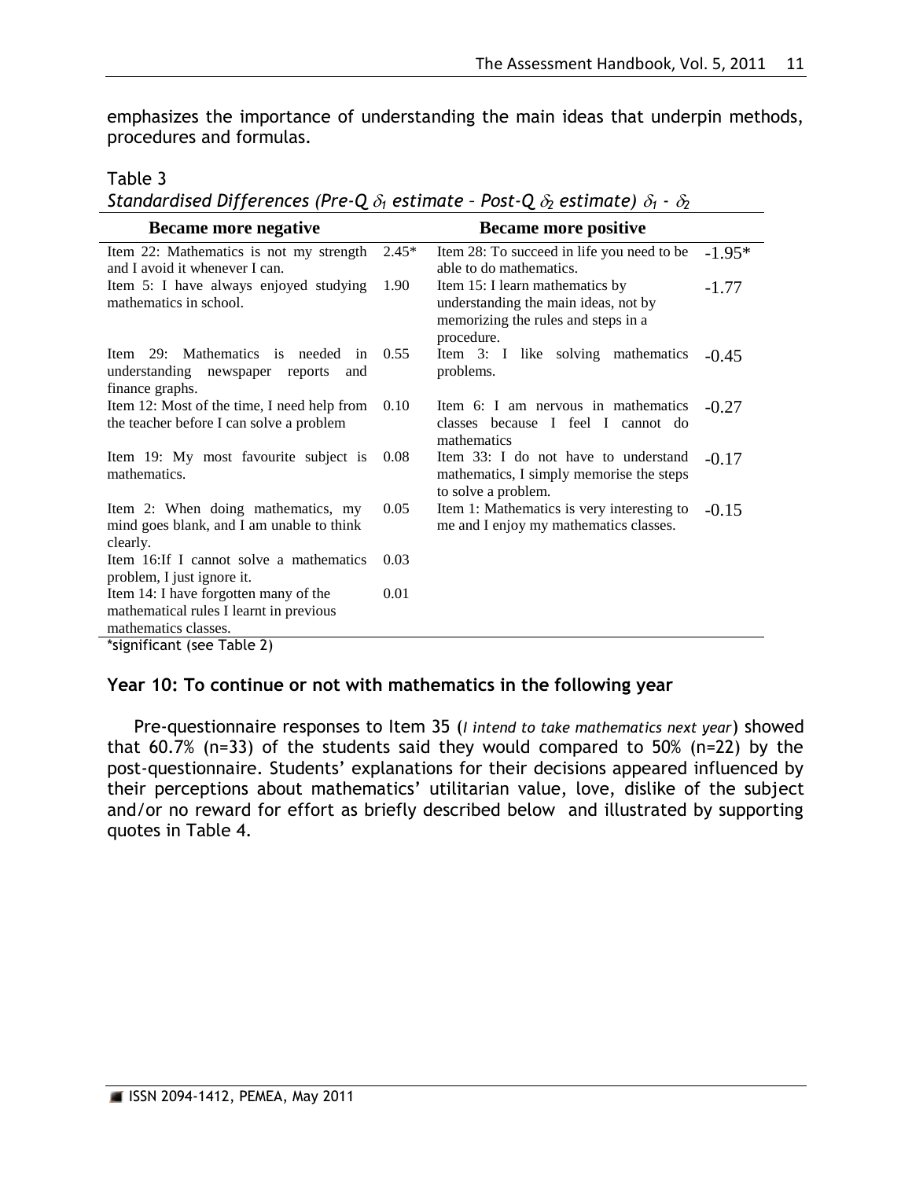emphasizes the importance of understanding the main ideas that underpin methods, procedures and formulas.

Table 3

*Standardised Differences (Pre-Q $\delta_1$ estimate – Post-Q $\delta_2$ estimate) $\delta_1$ - $\delta_2$*

| Became more negative | | Became more positive | |
|---|---|---|---|
| Item 22: Mathematics is not my strength and I avoid it whenever I can. | 2.45* | Item 28: To succeed in life you need to be able to do mathematics. | -1.95* |
| Item 5: I have always enjoyed studying mathematics in school. | 1.90 | Item 15: I learn mathematics by understanding the main ideas, not by memorizing the rules and steps in a procedure. | -1.77 |
| Item 29: Mathematics is needed in understanding newspaper reports and finance graphs. | 0.55 | Item 3: I like solving mathematics problems. | -0.45 |
| Item 12: Most of the time, I need help from the teacher before I can solve a problem | 0.10 | Item 6: I am nervous in mathematics classes because I feel I cannot do mathematics | -0.27 |
| Item 19: My most favourite subject is mathematics. | 0.08 | Item 33: I do not have to understand mathematics, I simply memorise the steps to solve a problem. | -0.17 |
| Item 2: When doing mathematics, my mind goes blank, and I am unable to think clearly. | 0.05 | Item 1: Mathematics is very interesting to me and I enjoy my mathematics classes. | -0.15 |
| Item 16:If I cannot solve a mathematics problem, I just ignore it. | 0.03 | | |
| Item 14: I have forgotten many of the mathematical rules I learnt in previous mathematics classes. | 0.01 | | |

*significant (see Table 2)

### Year 10: To continue or not with mathematics in the following year

Pre-questionnaire responses to Item 35 (*I intend to take mathematics next year*) showed that 60.7% (n=33) of the students said they would compared to 50% (n=22) by the post-questionnaire. Students' explanations for their decisions appeared influenced by their perceptions about mathematics' utilitarian value, love, dislike of the subject and/or no reward for effort as briefly described below and illustrated by supporting quotes in Table 4.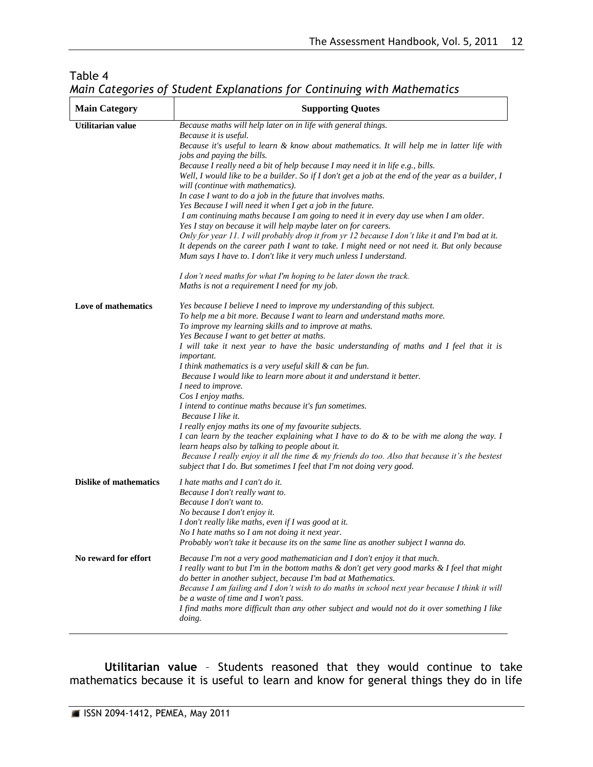Table 4
*Main Categories of Student Explanations for Continuing with Mathematics*

| Main Category | Supporting Quotes |
|---|---|
| **Utilitarian value** | *Because maths will help later on in life with general things.*<br>*Because it is useful.*<br>*Because it's useful to learn & know about mathematics. It will help me in latter life with jobs and paying the bills.*<br>*Because I really need a bit of help because I may need it in life e.g., bills.*<br>*Well, I would like to be a builder. So if I don't get a job at the end of the year as a builder, I will (continue with mathematics).*<br>*In case I want to do a job in the future that involves maths.*<br>*Yes Because I will need it when I get a job in the future.*<br>*I am continuing maths because I am going to need it in every day use when I am older.*<br>*Yes I stay on because it will help maybe later on for careers.*<br>*Only for year 11. I will probably drop it from yr 12 because I don't like it and I'm bad at it.*<br>*It depends on the career path I want to take. I might need or not need it. But only because Mum says I have to. I don't like it very much unless I understand.*<br><br>*I don't need maths for what I'm hoping to be later down the track.*<br>*Maths is not a requirement I need for my job.* |
| **Love of mathematics** | *Yes because I believe I need to improve my understanding of this subject.*<br>*To help me a bit more. Because I want to learn and understand maths more.*<br>*To improve my learning skills and to improve at maths.*<br>*Yes Because I want to get better at maths.*<br>*I will take it next year to have the basic understanding of maths and I feel that it is important.*<br>*I think mathematics is a very useful skill & can be fun.*<br>*Because I would like to learn more about it and understand it better.*<br>*I need to improve.*<br>*Cos I enjoy maths.*<br>*I intend to continue maths because it's fun sometimes.*<br>*Because I like it.*<br>*I really enjoy maths its one of my favourite subjects.*<br>*I can learn by the teacher explaining what I have to do & to be with me along the way. I learn heaps also by talking to people about it.*<br>*Because I really enjoy it all the time & my friends do too. Also that because it's the bestest subject that I do. But sometimes I feel that I'm not doing very good.* |
| **Dislike of mathematics** | *I hate maths and I can't do it.*<br>*Because I don't really want to.*<br>*Because I don't want to.*<br>*No because I don't enjoy it.*<br>*I don't really like maths, even if I was good at it.*<br>*No I hate maths so I am not doing it next year.*<br>*Probably won't take it because its on the same line as another subject I wanna do.* |
| **No reward for effort** | *Because I'm not a very good mathematician and I don't enjoy it that much.*<br>*I really want to but I'm in the bottom maths & don't get very good marks & I feel that might do better in another subject, because I'm bad at Mathematics.*<br>*Because I am failing and I don't wish to do maths in school next year because I think it will be a waste of time and I won't pass.*<br>*I find maths more difficult than any other subject and would not do it over something I like doing.* |

**Utilitarian value** – Students reasoned that they would continue to take mathematics because it is useful to learn and know for general things they do in life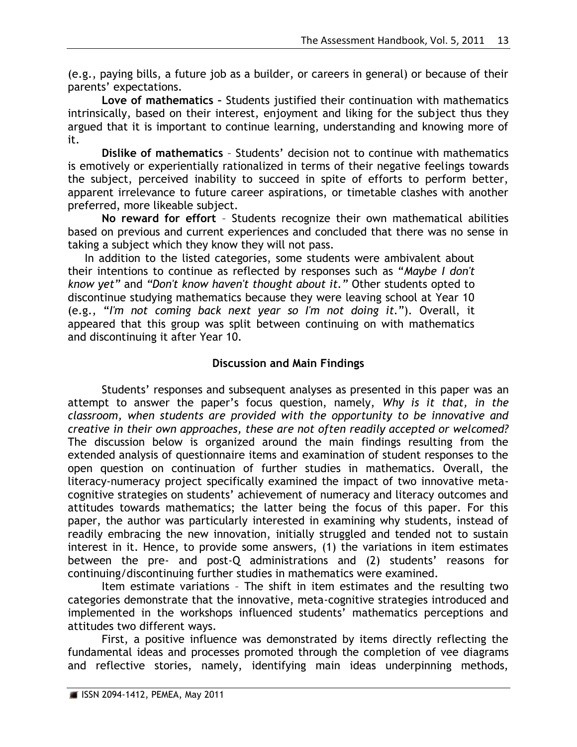(e.g., paying bills, a future job as a builder, or careers in general) or because of their parents' expectations.

**Love of mathematics –** Students justified their continuation with mathematics intrinsically, based on their interest, enjoyment and liking for the subject thus they argued that it is important to continue learning, understanding and knowing more of it.

**Dislike of mathematics** – Students' decision not to continue with mathematics is emotively or experientially rationalized in terms of their negative feelings towards the subject, perceived inability to succeed in spite of efforts to perform better, apparent irrelevance to future career aspirations, or timetable clashes with another preferred, more likeable subject.

**No reward for effort** – Students recognize their own mathematical abilities based on previous and current experiences and concluded that there was no sense in taking a subject which they know they will not pass.

In addition to the listed categories, some students were ambivalent about their intentions to continue as reflected by responses such as "*Maybe I don't know yet*" and *"Don't know haven't thought about it."* Other students opted to discontinue studying mathematics because they were leaving school at Year 10 (e.g., "*I'm not coming back next year so I'm not doing it.*"). Overall, it appeared that this group was split between continuing on with mathematics and discontinuing it after Year 10.

## Discussion and Main Findings

Students' responses and subsequent analyses as presented in this paper was an attempt to answer the paper's focus question, namely, *Why is it that, in the classroom, when students are provided with the opportunity to be innovative and creative in their own approaches, these are not often readily accepted or welcomed?* The discussion below is organized around the main findings resulting from the extended analysis of questionnaire items and examination of student responses to the open question on continuation of further studies in mathematics. Overall, the literacy-numeracy project specifically examined the impact of two innovative meta-cognitive strategies on students' achievement of numeracy and literacy outcomes and attitudes towards mathematics; the latter being the focus of this paper. For this paper, the author was particularly interested in examining why students, instead of readily embracing the new innovation, initially struggled and tended not to sustain interest in it. Hence, to provide some answers, (1) the variations in item estimates between the pre- and post-Q administrations and (2) students' reasons for continuing/discontinuing further studies in mathematics were examined.

Item estimate variations – The shift in item estimates and the resulting two categories demonstrate that the innovative, meta-cognitive strategies introduced and implemented in the workshops influenced students' mathematics perceptions and attitudes two different ways.

First, a positive influence was demonstrated by items directly reflecting the fundamental ideas and processes promoted through the completion of vee diagrams and reflective stories, namely, identifying main ideas underpinning methods,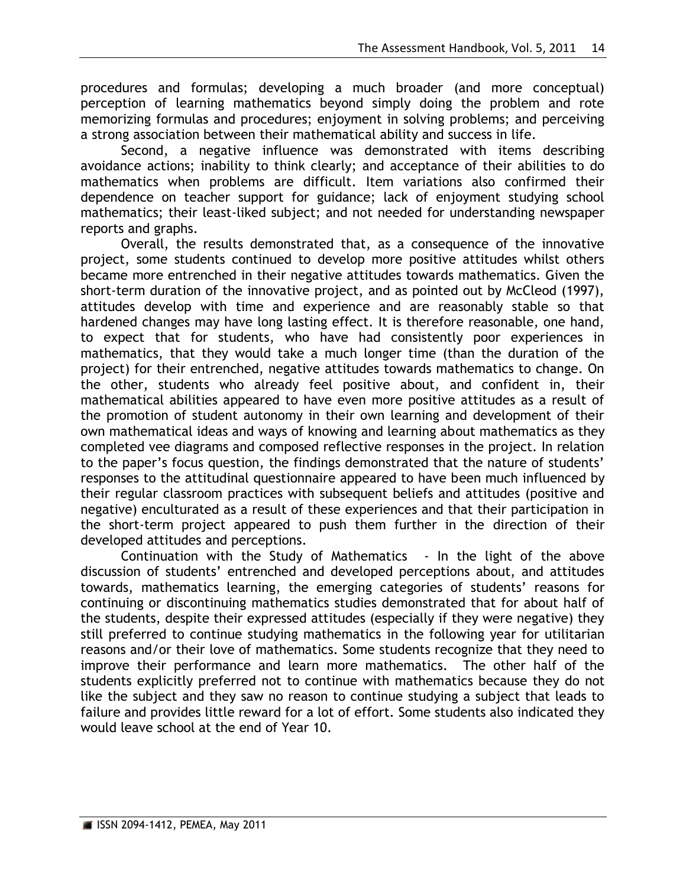procedures and formulas; developing a much broader (and more conceptual) perception of learning mathematics beyond simply doing the problem and rote memorizing formulas and procedures; enjoyment in solving problems; and perceiving a strong association between their mathematical ability and success in life.

Second, a negative influence was demonstrated with items describing avoidance actions; inability to think clearly; and acceptance of their abilities to do mathematics when problems are difficult. Item variations also confirmed their dependence on teacher support for guidance; lack of enjoyment studying school mathematics; their least-liked subject; and not needed for understanding newspaper reports and graphs.

Overall, the results demonstrated that, as a consequence of the innovative project, some students continued to develop more positive attitudes whilst others became more entrenched in their negative attitudes towards mathematics. Given the short-term duration of the innovative project, and as pointed out by McCleod (1997), attitudes develop with time and experience and are reasonably stable so that hardened changes may have long lasting effect. It is therefore reasonable, one hand, to expect that for students, who have had consistently poor experiences in mathematics, that they would take a much longer time (than the duration of the project) for their entrenched, negative attitudes towards mathematics to change. On the other, students who already feel positive about, and confident in, their mathematical abilities appeared to have even more positive attitudes as a result of the promotion of student autonomy in their own learning and development of their own mathematical ideas and ways of knowing and learning about mathematics as they completed vee diagrams and composed reflective responses in the project. In relation to the paper's focus question, the findings demonstrated that the nature of students' responses to the attitudinal questionnaire appeared to have been much influenced by their regular classroom practices with subsequent beliefs and attitudes (positive and negative) enculturated as a result of these experiences and that their participation in the short-term project appeared to push them further in the direction of their developed attitudes and perceptions.

Continuation with the Study of Mathematics - In the light of the above discussion of students' entrenched and developed perceptions about, and attitudes towards, mathematics learning, the emerging categories of students' reasons for continuing or discontinuing mathematics studies demonstrated that for about half of the students, despite their expressed attitudes (especially if they were negative) they still preferred to continue studying mathematics in the following year for utilitarian reasons and/or their love of mathematics. Some students recognize that they need to improve their performance and learn more mathematics. The other half of the students explicitly preferred not to continue with mathematics because they do not like the subject and they saw no reason to continue studying a subject that leads to failure and provides little reward for a lot of effort. Some students also indicated they would leave school at the end of Year 10.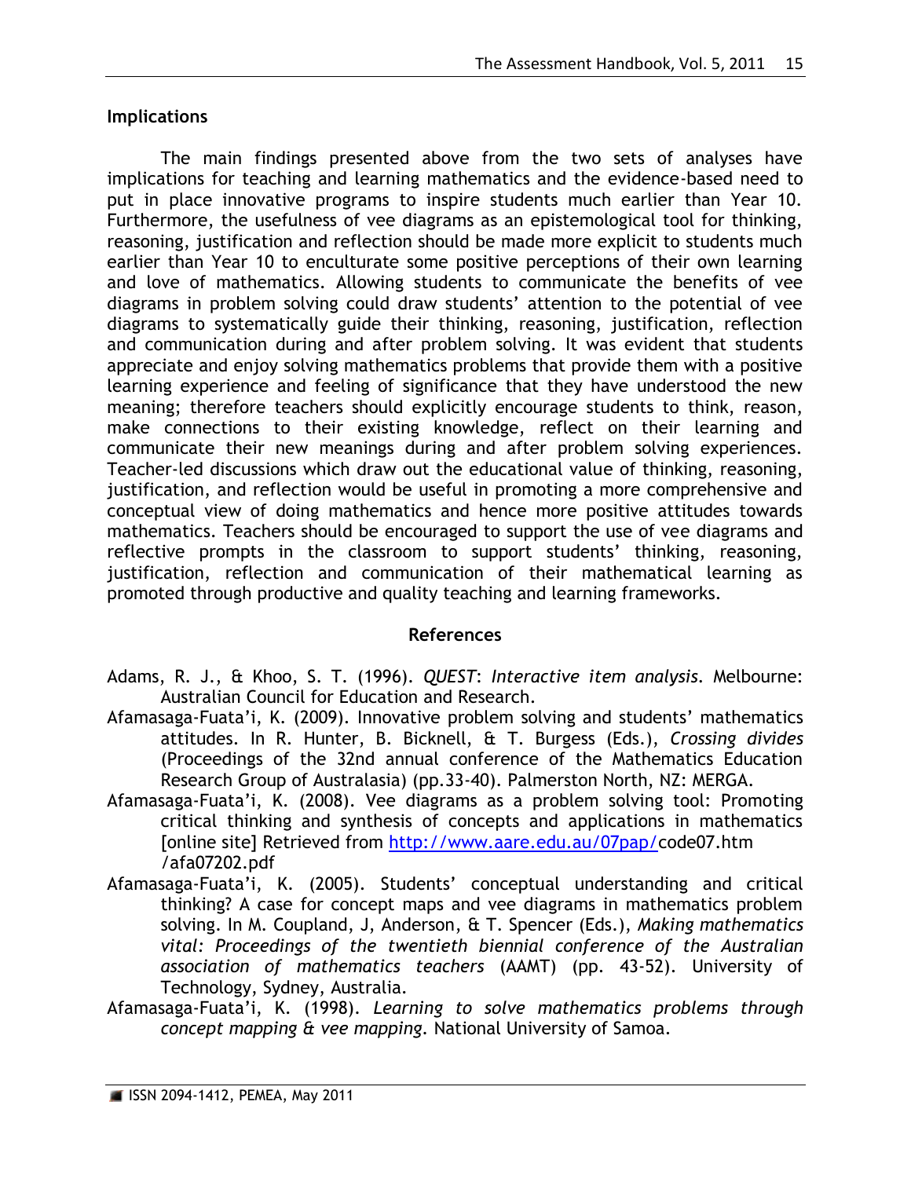## Implications

The main findings presented above from the two sets of analyses have implications for teaching and learning mathematics and the evidence-based need to put in place innovative programs to inspire students much earlier than Year 10. Furthermore, the usefulness of vee diagrams as an epistemological tool for thinking, reasoning, justification and reflection should be made more explicit to students much earlier than Year 10 to enculturate some positive perceptions of their own learning and love of mathematics. Allowing students to communicate the benefits of vee diagrams in problem solving could draw students' attention to the potential of vee diagrams to systematically guide their thinking, reasoning, justification, reflection and communication during and after problem solving. It was evident that students appreciate and enjoy solving mathematics problems that provide them with a positive learning experience and feeling of significance that they have understood the new meaning; therefore teachers should explicitly encourage students to think, reason, make connections to their existing knowledge, reflect on their learning and communicate their new meanings during and after problem solving experiences. Teacher-led discussions which draw out the educational value of thinking, reasoning, justification, and reflection would be useful in promoting a more comprehensive and conceptual view of doing mathematics and hence more positive attitudes towards mathematics. Teachers should be encouraged to support the use of vee diagrams and reflective prompts in the classroom to support students' thinking, reasoning, justification, reflection and communication of their mathematical learning as promoted through productive and quality teaching and learning frameworks.

## References

Adams, R. J., & Khoo, S. T. (1996). *QUEST*: *Interactive item analysis*. Melbourne: Australian Council for Education and Research.

Afamasaga-Fuata'i, K. (2009). Innovative problem solving and students' mathematics attitudes. In R. Hunter, B. Bicknell, & T. Burgess (Eds.), *Crossing divides* (Proceedings of the 32nd annual conference of the Mathematics Education Research Group of Australasia) (pp.33-40). Palmerston North, NZ: MERGA.

Afamasaga-Fuata'i, K. (2008). Vee diagrams as a problem solving tool: Promoting critical thinking and synthesis of concepts and applications in mathematics [online site] Retrieved from http://www.aare.edu.au/07pap/code07.htm /afa07202.pdf

Afamasaga-Fuata'i, K. (2005). Students' conceptual understanding and critical thinking? A case for concept maps and vee diagrams in mathematics problem solving. In M. Coupland, J, Anderson, & T. Spencer (Eds.), *Making mathematics vital: Proceedings of the twentieth biennial conference of the Australian association of mathematics teachers* (AAMT) (pp. 43-52). University of Technology, Sydney, Australia.

Afamasaga-Fuata'i, K. (1998). *Learning to solve mathematics problems through concept mapping & vee mapping*. National University of Samoa.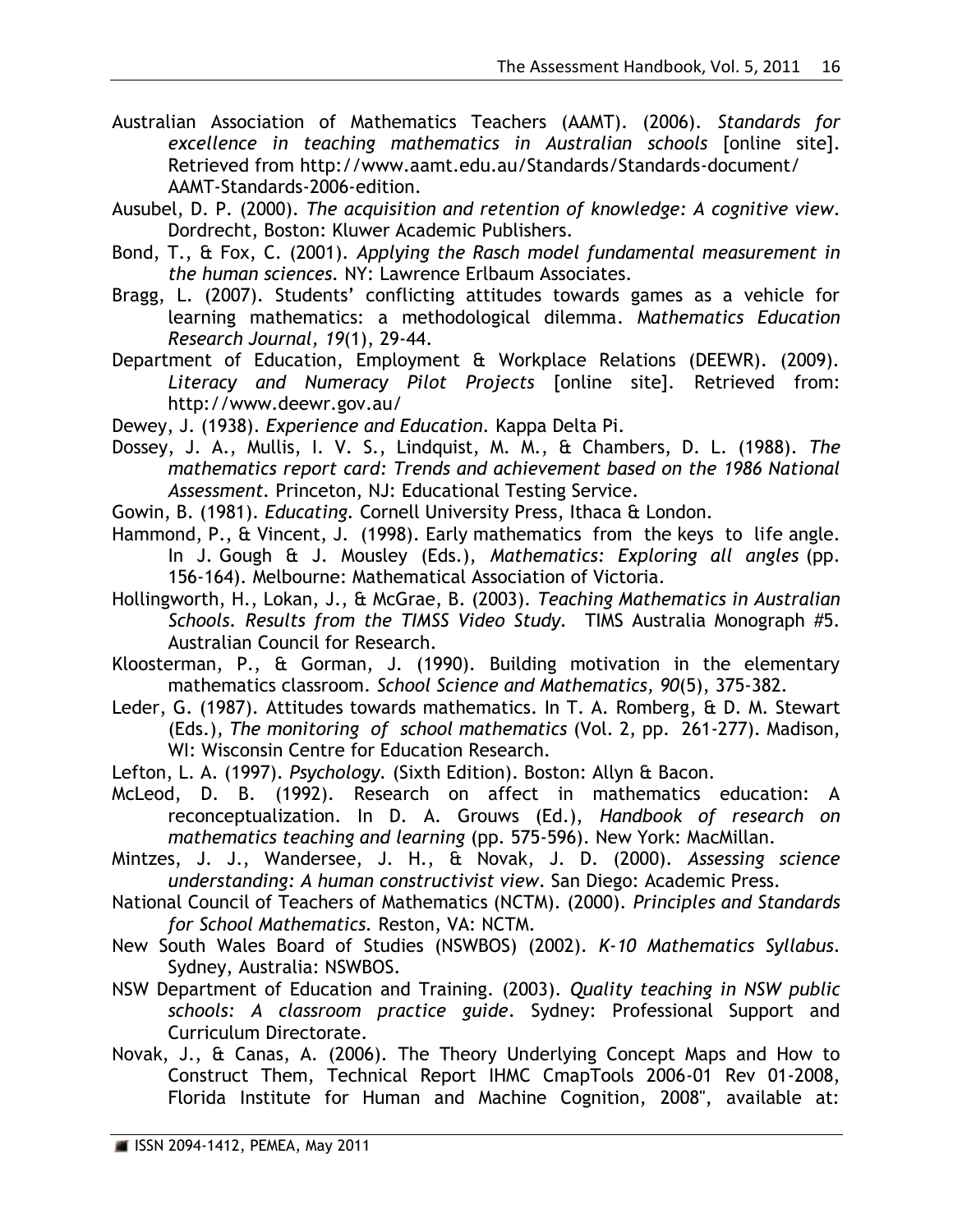Australian Association of Mathematics Teachers (AAMT). (2006). *Standards for excellence in teaching mathematics in Australian schools* [online site]. Retrieved from http://www.aamt.edu.au/Standards/Standards-document/AAMT-Standards-2006-edition.

Ausubel, D. P. (2000). *The acquisition and retention of knowledge: A cognitive view*. Dordrecht, Boston: Kluwer Academic Publishers.

Bond, T., & Fox, C. (2001). *Applying the Rasch model fundamental measurement in the human sciences*. NY: Lawrence Erlbaum Associates.

Bragg, L. (2007). Students' conflicting attitudes towards games as a vehicle for learning mathematics: a methodological dilemma. *Mathematics Education Research Journal, 19*(1), 29-44.

Department of Education, Employment & Workplace Relations (DEEWR). (2009). *Literacy and Numeracy Pilot Projects* [online site]. Retrieved from: http://www.deewr.gov.au/

Dewey, J. (1938). *Experience and Education*. Kappa Delta Pi.

Dossey, J. A., Mullis, I. V. S., Lindquist, M. M., & Chambers, D. L. (1988). *The mathematics report card: Trends and achievement based on the 1986 National Assessment*. Princeton, NJ: Educational Testing Service.

Gowin, B. (1981). *Educating*. Cornell University Press, Ithaca & London.

Hammond, P., & Vincent, J. (1998). Early mathematics from the keys to life angle. In J. Gough & J. Mousley (Eds.), *Mathematics: Exploring all angles* (pp. 156-164). Melbourne: Mathematical Association of Victoria.

Hollingworth, H., Lokan, J., & McGrae, B. (2003). *Teaching Mathematics in Australian Schools. Results from the TIMSS Video Study.* TIMS Australia Monograph #5. Australian Council for Research.

Kloosterman, P., & Gorman, J. (1990). Building motivation in the elementary mathematics classroom. *School Science and Mathematics, 90*(5), 375-382.

Leder, G. (1987). Attitudes towards mathematics. In T. A. Romberg, & D. M. Stewart (Eds.), *The monitoring of school mathematics* (Vol. 2, pp. 261-277). Madison, WI: Wisconsin Centre for Education Research.

Lefton, L. A. (1997). *Psychology.* (Sixth Edition). Boston: Allyn & Bacon.

McLeod, D. B. (1992). Research on affect in mathematics education: A reconceptualization. In D. A. Grouws (Ed.), *Handbook of research on mathematics teaching and learning* (pp. 575-596). New York: MacMillan.

Mintzes, J. J., Wandersee, J. H., & Novak, J. D. (2000). *Assessing science understanding: A human constructivist view*. San Diego: Academic Press.

National Council of Teachers of Mathematics (NCTM). (2000). *Principles and Standards for School Mathematics.* Reston, VA: NCTM.

New South Wales Board of Studies (NSWBOS) (2002). *K-10 Mathematics Syllabus*. Sydney, Australia: NSWBOS.

NSW Department of Education and Training. (2003). *Quality teaching in NSW public schools: A classroom practice guide*. Sydney: Professional Support and Curriculum Directorate.

Novak, J., & Canas, A. (2006). The Theory Underlying Concept Maps and How to Construct Them, Technical Report IHMC CmapTools 2006-01 Rev 01-2008, Florida Institute for Human and Machine Cognition, 2008", available at: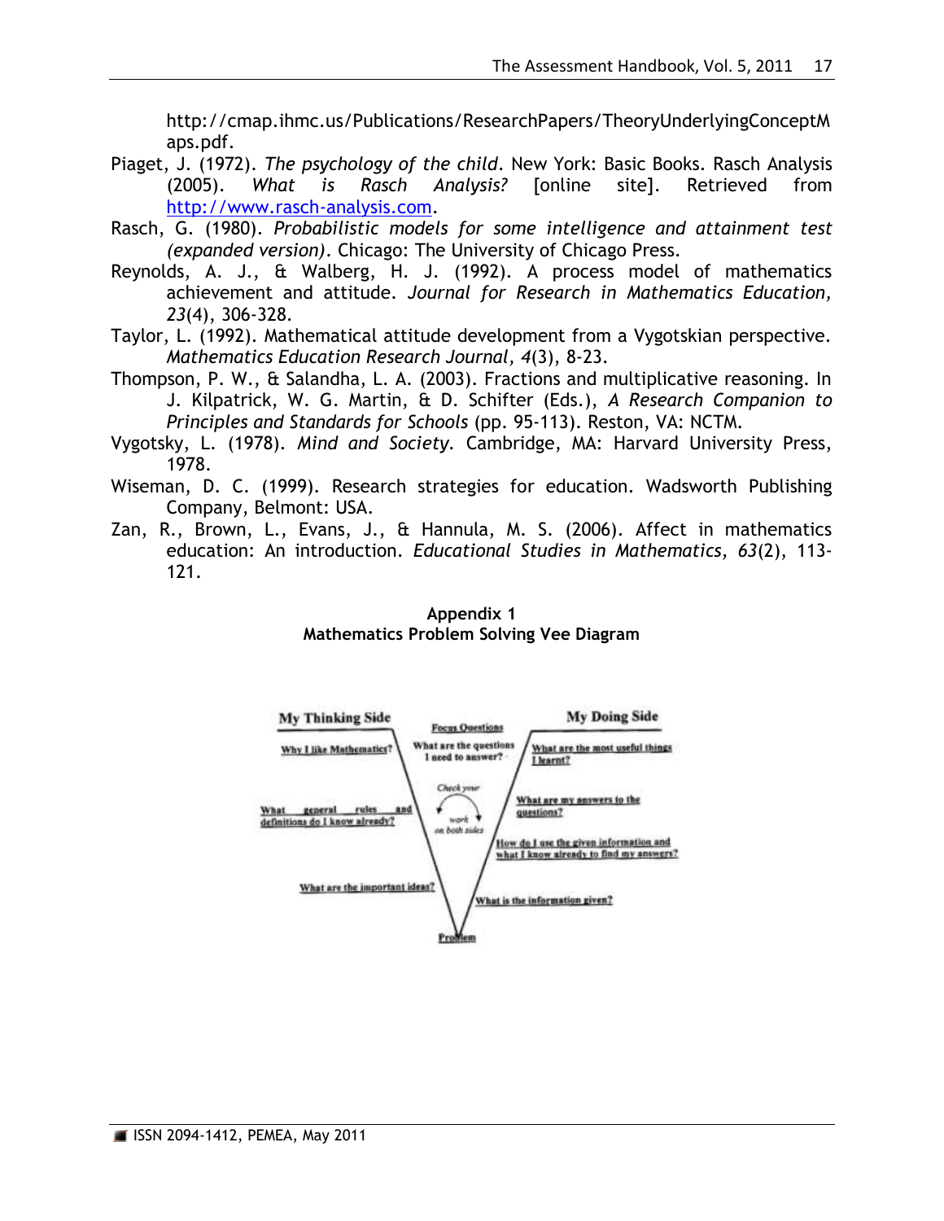http://cmap.ihmc.us/Publications/ResearchPapers/TheoryUnderlyingConceptMaps.pdf.

Piaget, J. (1972). *The psychology of the child*. New York: Basic Books. Rasch Analysis (2005). *What is Rasch Analysis?* [online site]. Retrieved from http://www.rasch-analysis.com.

Rasch, G. (1980). *Probabilistic models for some intelligence and attainment test (expanded version)*. Chicago: The University of Chicago Press.

Reynolds, A. J., & Walberg, H. J. (1992). A process model of mathematics achievement and attitude. *Journal for Research in Mathematics Education, 23*(4), 306-328.

Taylor, L. (1992). Mathematical attitude development from a Vygotskian perspective. *Mathematics Education Research Journal, 4*(3), 8-23.

Thompson, P. W., & Salandha, L. A. (2003). Fractions and multiplicative reasoning. In J. Kilpatrick, W. G. Martin, & D. Schifter (Eds.), *A Research Companion to Principles and Standards for Schools* (pp. 95-113). Reston, VA: NCTM.

Vygotsky, L. (1978). *Mind and Society*. Cambridge, MA: Harvard University Press, 1978.

Wiseman, D. C. (1999). Research strategies for education. Wadsworth Publishing Company, Belmont: USA.

Zan, R., Brown, L., Evans, J., & Hannula, M. S. (2006). Affect in mathematics education: An introduction. *Educational Studies in Mathematics, 63*(2), 113-121.

**Appendix 1**
**Mathematics Problem Solving Vee Diagram**

My Thinking Side

Why I like Mathematics?

What general rules and definitions do I know already?

What are the important ideas?

Focus Questions

What are the questions I need to answer?

Check your work on both sides

Problem

My Doing Side

What are the most useful things I learnt?

What are my answers to the questions?

How do I use the given information and what I know already to find my answers?

What is the information given?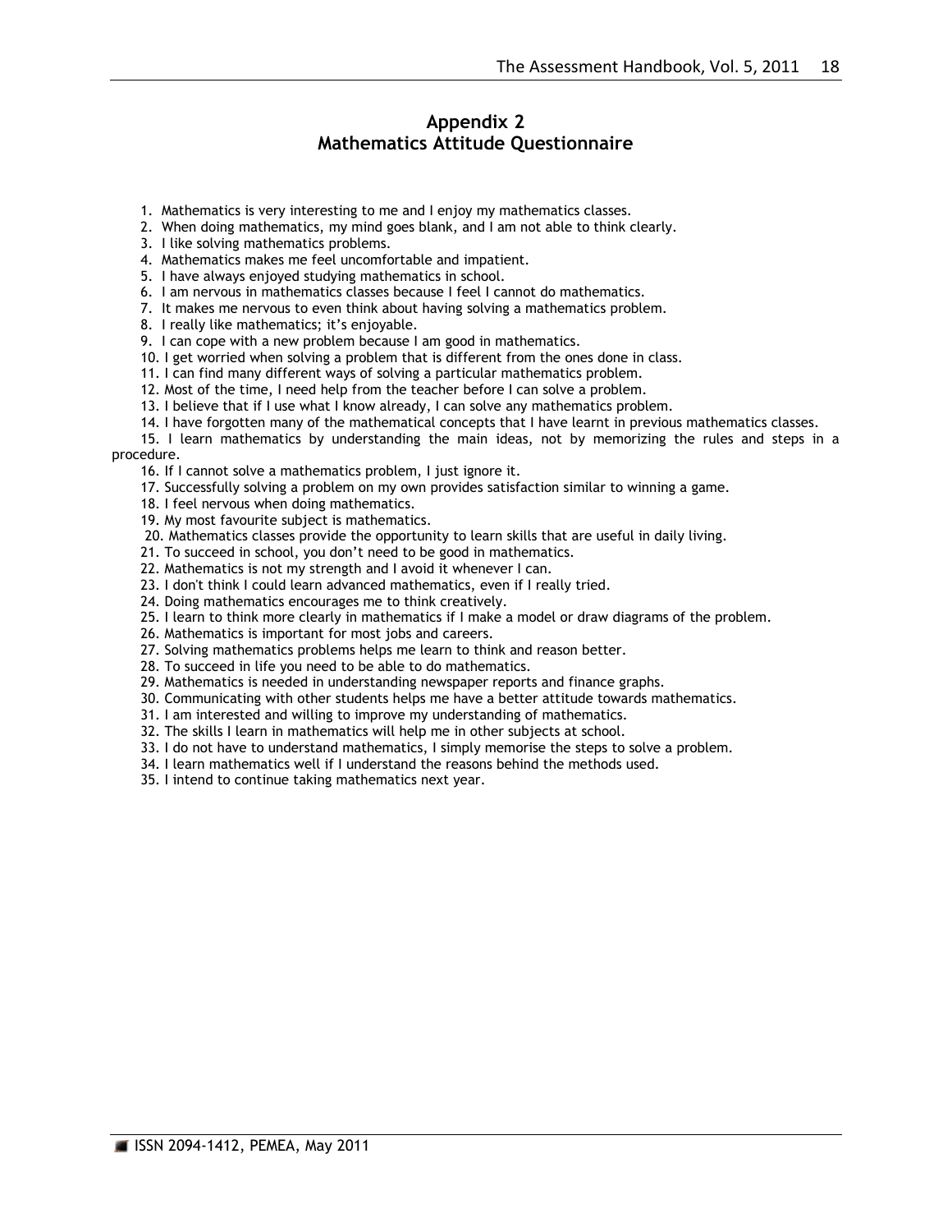## Appendix 2
## Mathematics Attitude Questionnaire

1. Mathematics is very interesting to me and I enjoy my mathematics classes.
2. When doing mathematics, my mind goes blank, and I am not able to think clearly.
3. I like solving mathematics problems.
4. Mathematics makes me feel uncomfortable and impatient.
5. I have always enjoyed studying mathematics in school.
6. I am nervous in mathematics classes because I feel I cannot do mathematics.
7. It makes me nervous to even think about having solving a mathematics problem.
8. I really like mathematics; it's enjoyable.
9. I can cope with a new problem because I am good in mathematics.
10. I get worried when solving a problem that is different from the ones done in class.
11. I can find many different ways of solving a particular mathematics problem.
12. Most of the time, I need help from the teacher before I can solve a problem.
13. I believe that if I use what I know already, I can solve any mathematics problem.
14. I have forgotten many of the mathematical concepts that I have learnt in previous mathematics classes.
15. I learn mathematics by understanding the main ideas, not by memorizing the rules and steps in a procedure.
16. If I cannot solve a mathematics problem, I just ignore it.
17. Successfully solving a problem on my own provides satisfaction similar to winning a game.
18. I feel nervous when doing mathematics.
19. My most favourite subject is mathematics.
20. Mathematics classes provide the opportunity to learn skills that are useful in daily living.
21. To succeed in school, you don't need to be good in mathematics.
22. Mathematics is not my strength and I avoid it whenever I can.
23. I don't think I could learn advanced mathematics, even if I really tried.
24. Doing mathematics encourages me to think creatively.
25. I learn to think more clearly in mathematics if I make a model or draw diagrams of the problem.
26. Mathematics is important for most jobs and careers.
27. Solving mathematics problems helps me learn to think and reason better.
28. To succeed in life you need to be able to do mathematics.
29. Mathematics is needed in understanding newspaper reports and finance graphs.
30. Communicating with other students helps me have a better attitude towards mathematics.
31. I am interested and willing to improve my understanding of mathematics.
32. The skills I learn in mathematics will help me in other subjects at school.
33. I do not have to understand mathematics, I simply memorise the steps to solve a problem.
34. I learn mathematics well if I understand the reasons behind the methods used.
35. I intend to continue taking mathematics next year.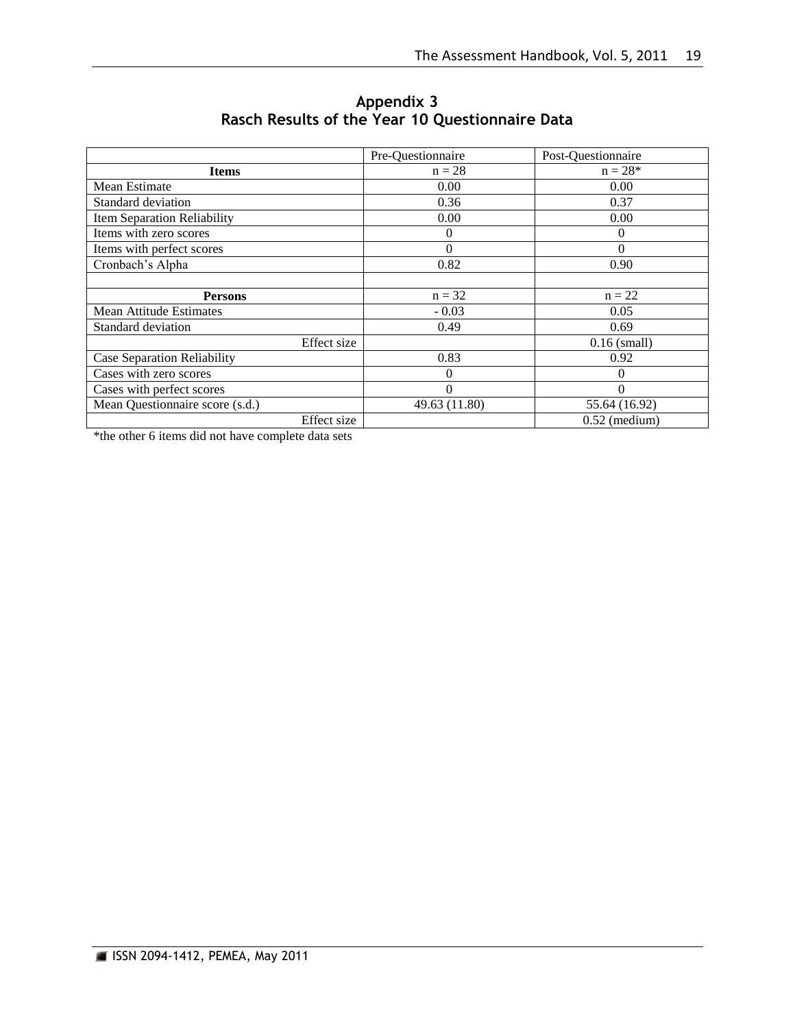## Appendix 3
## Rasch Results of the Year 10 Questionnaire Data

| | Pre-Questionnaire | Post-Questionnaire |
|---|---|---|
| **Items** | n = 28 | n = 28* |
| Mean Estimate | 0.00 | 0.00 |
| Standard deviation | 0.36 | 0.37 |
| Item Separation Reliability | 0.00 | 0.00 |
| Items with zero scores | 0 | 0 |
| Items with perfect scores | 0 | 0 |
| Cronbach's Alpha | 0.82 | 0.90 |
| | | |
| **Persons** | n = 32 | n = 22 |
| Mean Attitude Estimates | - 0.03 | 0.05 |
| Standard deviation | 0.49 | 0.69 |
| Effect size | | 0.16 (small) |
| Case Separation Reliability | 0.83 | 0.92 |
| Cases with zero scores | 0 | 0 |
| Cases with perfect scores | 0 | 0 |
| Mean Questionnaire score (s.d.) | 49.63 (11.80) | 55.64 (16.92) |
| Effect size | | 0.52 (medium) |

*the other 6 items did not have complete data sets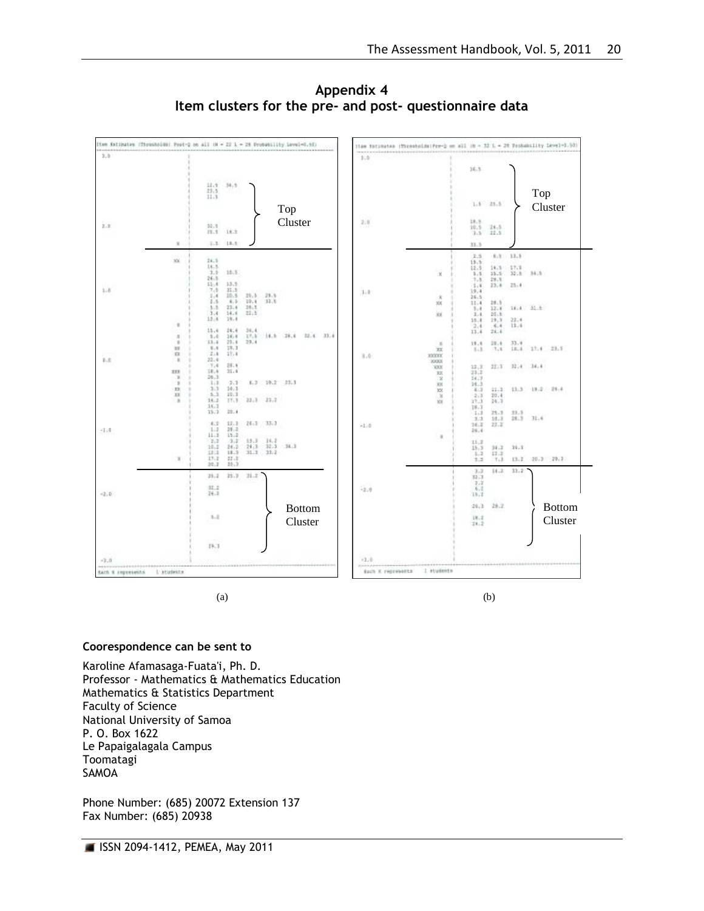## Appendix 4
## Item clusters for the pre- and post- questionnaire data

Top Cluster

Bottom Cluster

(a)

Top Cluster

Bottom Cluster

(b)

**Coorespondence can be sent to**

Karoline Afamasaga-Fuata'i, Ph. D.
Professor - Mathematics & Mathematics Education
Mathematics & Statistics Department
Faculty of Science
National University of Samoa
P. O. Box 1622
Le Papaigalagala Campus
Toomatagi
SAMOA

Phone Number: (685) 20072 Extension 137
Fax Number: (685) 20938